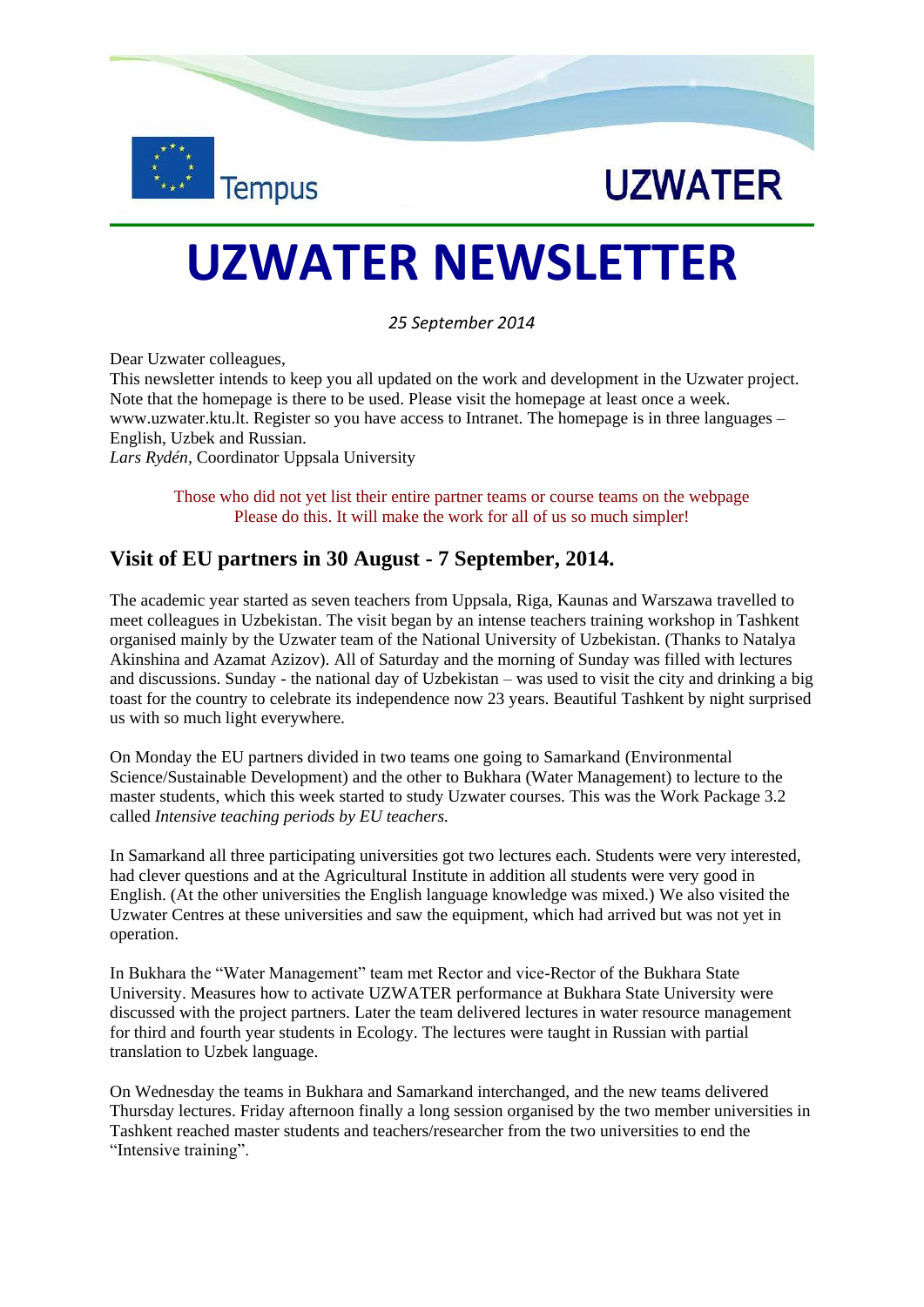Tempus

UZWATER

# UZWATER NEWSLETTER

*25 September 2014*

Dear Uzwater colleagues,
This newsletter intends to keep you all updated on the work and development in the Uzwater project. Note that the homepage is there to be used. Please visit the homepage at least once a week. www.uzwater.ktu.lt. Register so you have access to Intranet. The homepage is in three languages – English, Uzbek and Russian.
*Lars Rydén*, Coordinator Uppsala University

Those who did not yet list their entire partner teams or course teams on the webpage
Please do this. It will make the work for all of us so much simpler!

## Visit of EU partners in 30 August - 7 September, 2014.

The academic year started as seven teachers from Uppsala, Riga, Kaunas and Warszawa travelled to meet colleagues in Uzbekistan. The visit began by an intense teachers training workshop in Tashkent organised mainly by the Uzwater team of the National University of Uzbekistan. (Thanks to Natalya Akinshina and Azamat Azizov). All of Saturday and the morning of Sunday was filled with lectures and discussions. Sunday - the national day of Uzbekistan – was used to visit the city and drinking a big toast for the country to celebrate its independence now 23 years. Beautiful Tashkent by night surprised us with so much light everywhere.

On Monday the EU partners divided in two teams one going to Samarkand (Environmental Science/Sustainable Development) and the other to Bukhara (Water Management) to lecture to the master students, which this week started to study Uzwater courses. This was the Work Package 3.2 called *Intensive teaching periods by EU teachers.*

In Samarkand all three participating universities got two lectures each. Students were very interested, had clever questions and at the Agricultural Institute in addition all students were very good in English. (At the other universities the English language knowledge was mixed.) We also visited the Uzwater Centres at these universities and saw the equipment, which had arrived but was not yet in operation.

In Bukhara the "Water Management" team met Rector and vice-Rector of the Bukhara State University. Measures how to activate UZWATER performance at Bukhara State University were discussed with the project partners. Later the team delivered lectures in water resource management for third and fourth year students in Ecology. The lectures were taught in Russian with partial translation to Uzbek language.

On Wednesday the teams in Bukhara and Samarkand interchanged, and the new teams delivered Thursday lectures. Friday afternoon finally a long session organised by the two member universities in Tashkent reached master students and teachers/researcher from the two universities to end the "Intensive training".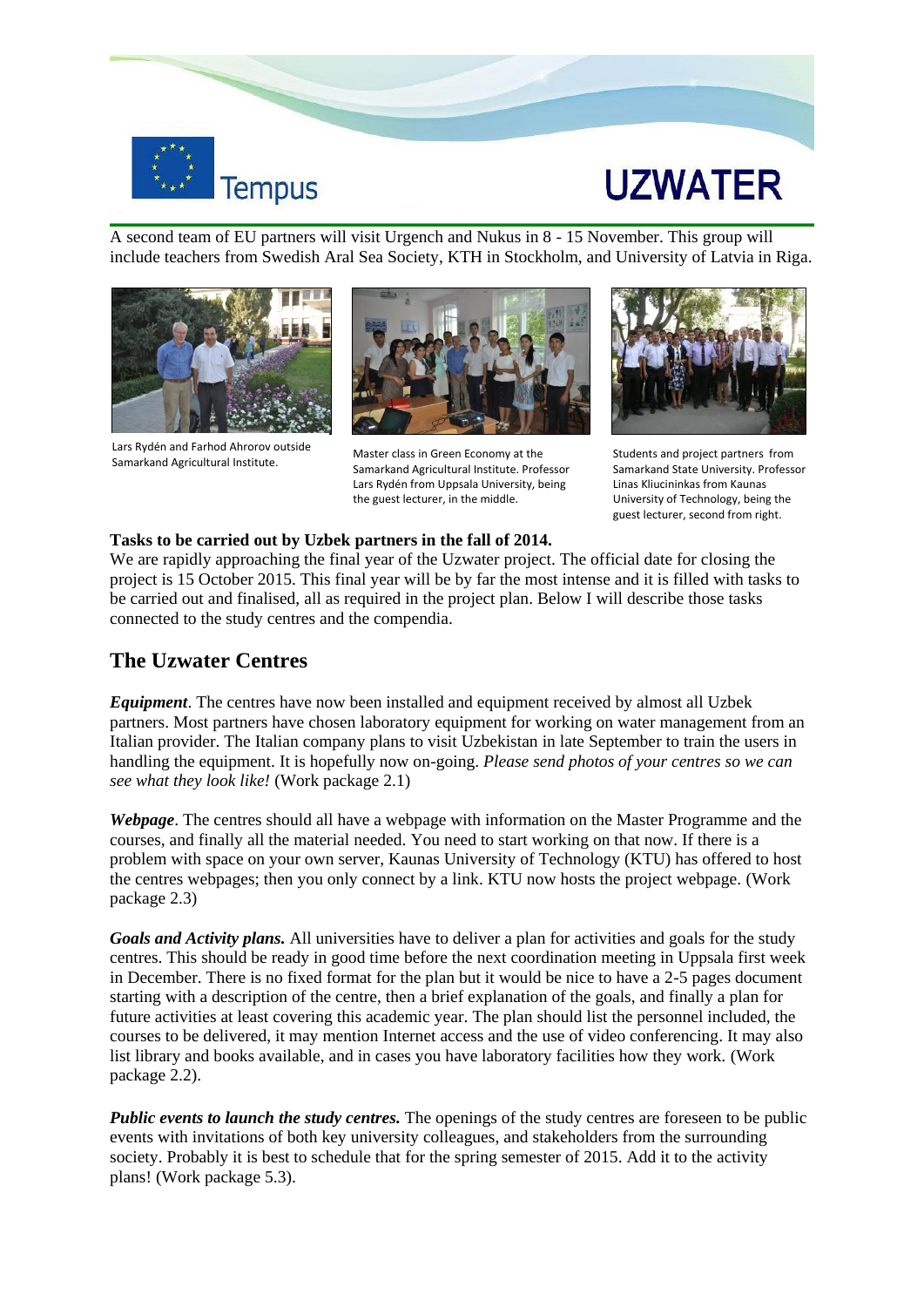A second team of EU partners will visit Urgench and Nukus in 8 - 15 November. This group will include teachers from Swedish Aral Sea Society, KTH in Stockholm, and University of Latvia in Riga.

Lars Rydén and Farhod Ahrorov outside Samarkand Agricultural Institute.

Master class in Green Economy at the Samarkand Agricultural Institute. Professor Lars Rydén from Uppsala University, being the guest lecturer, in the middle.

Students and project partners from Samarkand State University. Professor Linas Kliucininkas from Kaunas University of Technology, being the guest lecturer, second from right.

**Tasks to be carried out by Uzbek partners in the fall of 2014.**

We are rapidly approaching the final year of the Uzwater project. The official date for closing the project is 15 October 2015. This final year will be by far the most intense and it is filled with tasks to be carried out and finalised, all as required in the project plan. Below I will describe those tasks connected to the study centres and the compendia.

## The Uzwater Centres

***Equipment***. The centres have now been installed and equipment received by almost all Uzbek partners. Most partners have chosen laboratory equipment for working on water management from an Italian provider. The Italian company plans to visit Uzbekistan in late September to train the users in handling the equipment. It is hopefully now on-going. *Please send photos of your centres so we can see what they look like!* (Work package 2.1)

***Webpage***. The centres should all have a webpage with information on the Master Programme and the courses, and finally all the material needed. You need to start working on that now. If there is a problem with space on your own server, Kaunas University of Technology (KTU) has offered to host the centres webpages; then you only connect by a link. KTU now hosts the project webpage. (Work package 2.3)

***Goals and Activity plans.*** All universities have to deliver a plan for activities and goals for the study centres. This should be ready in good time before the next coordination meeting in Uppsala first week in December. There is no fixed format for the plan but it would be nice to have a 2-5 pages document starting with a description of the centre, then a brief explanation of the goals, and finally a plan for future activities at least covering this academic year. The plan should list the personnel included, the courses to be delivered, it may mention Internet access and the use of video conferencing. It may also list library and books available, and in cases you have laboratory facilities how they work. (Work package 2.2).

***Public events to launch the study centres.*** The openings of the study centres are foreseen to be public events with invitations of both key university colleagues, and stakeholders from the surrounding society. Probably it is best to schedule that for the spring semester of 2015. Add it to the activity plans! (Work package 5.3).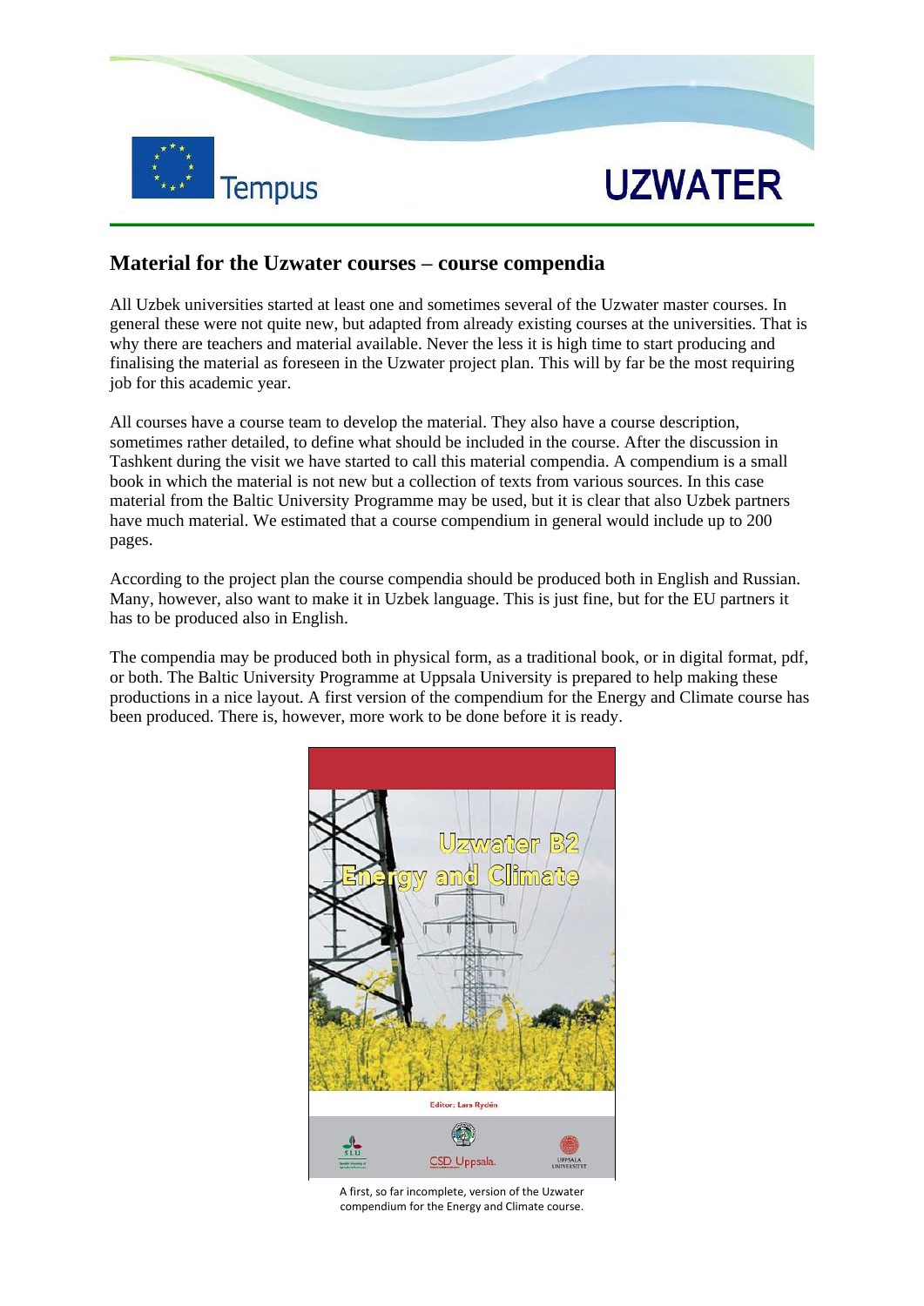## Material for the Uzwater courses – course compendia

All Uzbek universities started at least one and sometimes several of the Uzwater master courses. In general these were not quite new, but adapted from already existing courses at the universities. That is why there are teachers and material available. Never the less it is high time to start producing and finalising the material as foreseen in the Uzwater project plan. This will by far be the most requiring job for this academic year.

All courses have a course team to develop the material. They also have a course description, sometimes rather detailed, to define what should be included in the course. After the discussion in Tashkent during the visit we have started to call this material compendia. A compendium is a small book in which the material is not new but a collection of texts from various sources. In this case material from the Baltic University Programme may be used, but it is clear that also Uzbek partners have much material. We estimated that a course compendium in general would include up to 200 pages.

According to the project plan the course compendia should be produced both in English and Russian. Many, however, also want to make it in Uzbek language. This is just fine, but for the EU partners it has to be produced also in English.

The compendia may be produced both in physical form, as a traditional book, or in digital format, pdf, or both. The Baltic University Programme at Uppsala University is prepared to help making these productions in a nice layout. A first version of the compendium for the Energy and Climate course has been produced. There is, however, more work to be done before it is ready.

Uzwater B2
Energy and Climate
Editor: Lars Rydén
SLU
CSD Uppsala.
UPPSALA UNIVERSITET

A first, so far incomplete, version of the Uzwater compendium for the Energy and Climate course.